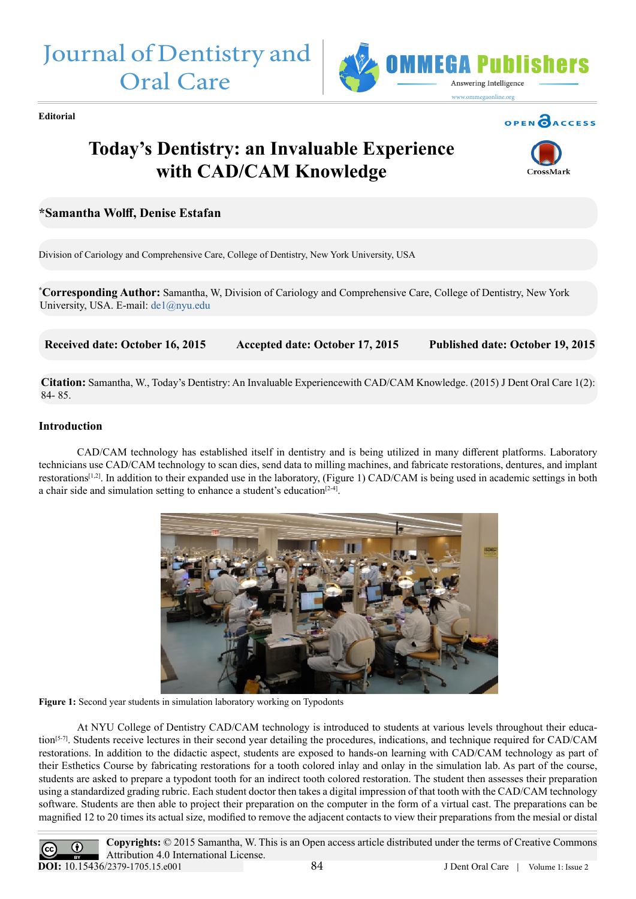Editorial

# Today's Dentistry: an Invaluable Experience with CAD/CAM Knowledge

**\*Samantha Wolff, Denise Estafan**

Division of Cariology and Comprehensive Care, College of Dentistry, New York University, USA

**\*Corresponding Author:** Samantha, W, Division of Cariology and Comprehensive Care, College of Dentistry, New York University, USA. E-mail: de1@nyu.edu

**Received date: October 16, 2015** **Accepted date: October 17, 2015** **Published date: October 19, 2015**

**Citation:** Samantha, W., Today's Dentistry: An Invaluable Experiencewith CAD/CAM Knowledge. (2015) J Dent Oral Care 1(2): 84- 85.

## Introduction

CAD/CAM technology has established itself in dentistry and is being utilized in many different platforms. Laboratory technicians use CAD/CAM technology to scan dies, send data to milling machines, and fabricate restorations, dentures, and implant restorations[1,2]. In addition to their expanded use in the laboratory, (Figure 1) CAD/CAM is being used in academic settings in both a chair side and simulation setting to enhance a student's education[2-4].

**Figure 1:** Second year students in simulation laboratory working on Typodonts

At NYU College of Dentistry CAD/CAM technology is introduced to students at various levels throughout their education[5-7]. Students receive lectures in their second year detailing the procedures, indications, and technique required for CAD/CAM restorations. In addition to the didactic aspect, students are exposed to hands-on learning with CAD/CAM technology as part of their Esthetics Course by fabricating restorations for a tooth colored inlay and onlay in the simulation lab. As part of the course, students are asked to prepare a typodont tooth for an indirect tooth colored restoration. The student then assesses their preparation using a standardized grading rubric. Each student doctor then takes a digital impression of that tooth with the CAD/CAM technology software. Students are then able to project their preparation on the computer in the form of a virtual cast. The preparations can be magnified 12 to 20 times its actual size, modified to remove the adjacent contacts to view their preparations from the mesial or distal

**Copyrights:** © 2015 Samantha, W. This is an Open access article distributed under the terms of Creative Commons Attribution 4.0 International License.

**DOI:** 10.15436/2379-1705.15.e001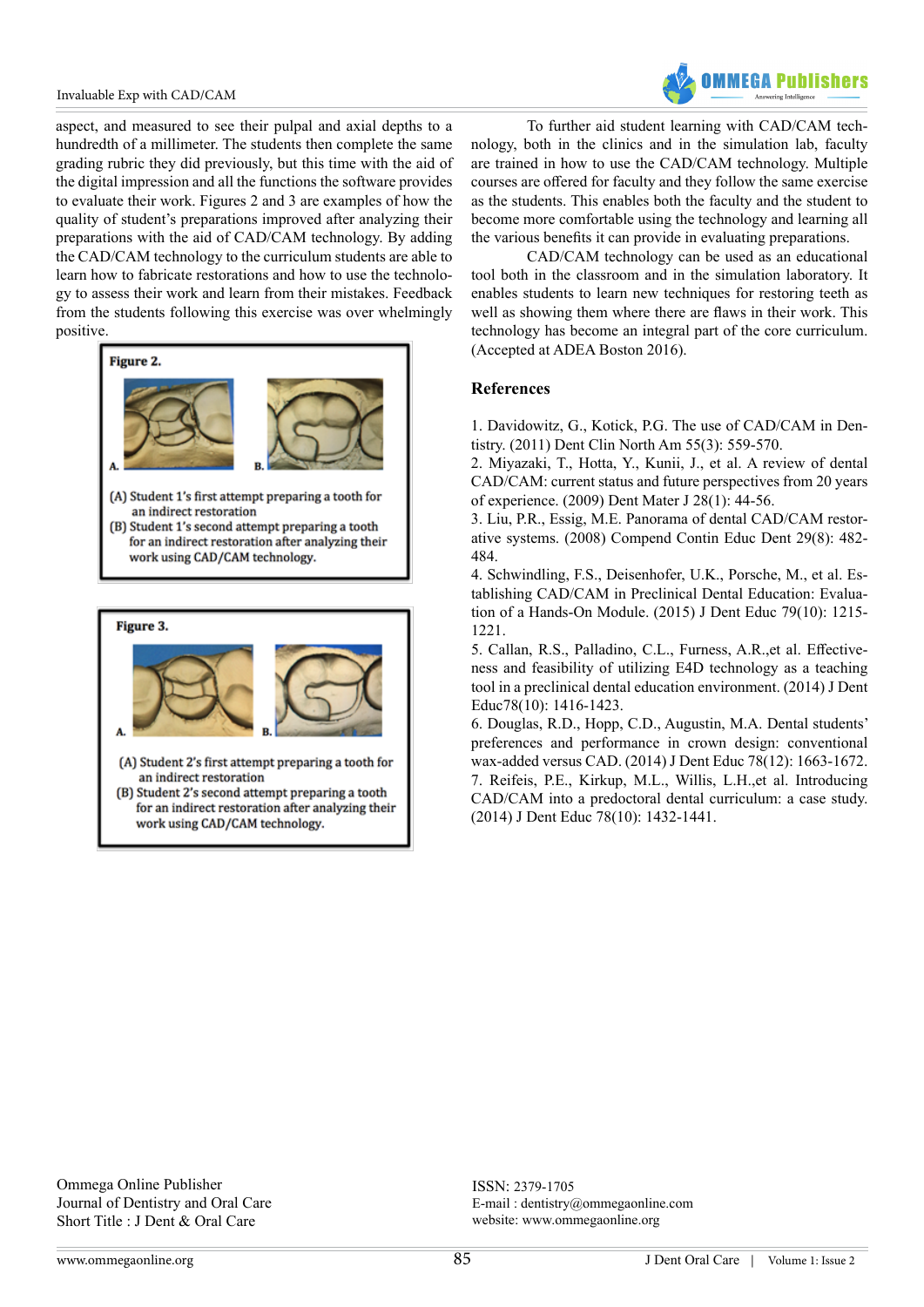aspect, and measured to see their pulpal and axial depths to a hundredth of a millimeter. The students then complete the same grading rubric they did previously, but this time with the aid of the digital impression and all the functions the software provides to evaluate their work. Figures 2 and 3 are examples of how the quality of student's preparations improved after analyzing their preparations with the aid of CAD/CAM technology. By adding the CAD/CAM technology to the curriculum students are able to learn how to fabricate restorations and how to use the technology to assess their work and learn from their mistakes. Feedback from the students following this exercise was over whelmingly positive.

**Figure 2.**

A. B.

(A) Student 1's first attempt preparing a tooth for an indirect restoration
(B) Student 1's second attempt preparing a tooth for an indirect restoration after analyzing their work using CAD/CAM technology.

**Figure 3.**

A. B.

(A) Student 2's first attempt preparing a tooth for an indirect restoration
(B) Student 2's second attempt preparing a tooth for an indirect restoration after analyzing their work using CAD/CAM technology.

To further aid student learning with CAD/CAM technology, both in the clinics and in the simulation lab, faculty are trained in how to use the CAD/CAM technology. Multiple courses are offered for faculty and they follow the same exercise as the students. This enables both the faculty and the student to become more comfortable using the technology and learning all the various benefits it can provide in evaluating preparations.

CAD/CAM technology can be used as an educational tool both in the classroom and in the simulation laboratory. It enables students to learn new techniques for restoring teeth as well as showing them where there are flaws in their work. This technology has become an integral part of the core curriculum. (Accepted at ADEA Boston 2016).

## References

1. Davidowitz, G., Kotick, P.G. The use of CAD/CAM in Dentistry. (2011) Dent Clin North Am 55(3): 559-570.
2. Miyazaki, T., Hotta, Y., Kunii, J., et al. A review of dental CAD/CAM: current status and future perspectives from 20 years of experience. (2009) Dent Mater J 28(1): 44-56.
3. Liu, P.R., Essig, M.E. Panorama of dental CAD/CAM restorative systems. (2008) Compend Contin Educ Dent 29(8): 482-484.
4. Schwindling, F.S., Deisenhofer, U.K., Porsche, M., et al. Establishing CAD/CAM in Preclinical Dental Education: Evaluation of a Hands-On Module. (2015) J Dent Educ 79(10): 1215-1221.
5. Callan, R.S., Palladino, C.L., Furness, A.R.,et al. Effectiveness and feasibility of utilizing E4D technology as a teaching tool in a preclinical dental education environment. (2014) J Dent Educ78(10): 1416-1423.
6. Douglas, R.D., Hopp, C.D., Augustin, M.A. Dental students' preferences and performance in crown design: conventional wax-added versus CAD. (2014) J Dent Educ 78(12): 1663-1672.
7. Reifeis, P.E., Kirkup, M.L., Willis, L.H.,et al. Introducing CAD/CAM into a predoctoral dental curriculum: a case study. (2014) J Dent Educ 78(10): 1432-1441.

Ommega Online Publisher
Journal of Dentistry and Oral Care
Short Title : J Dent & Oral Care

ISSN: 2379-1705
E-mail : dentistry@ommegaonline.com
website: www.ommegaonline.org